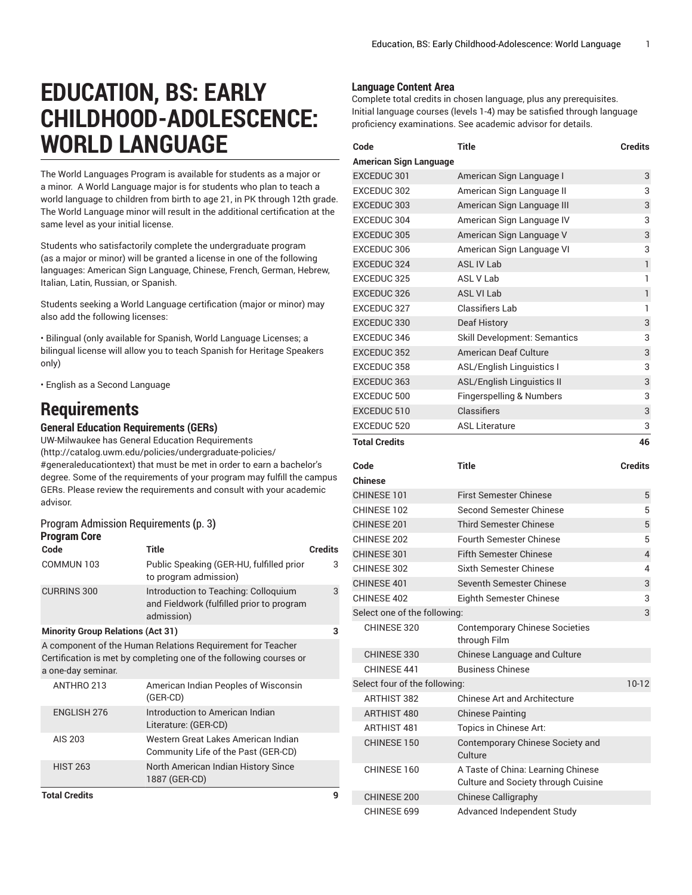# EDUCATION, BS: EARLY CHILDHOOD-ADOLESCENCE: WORLD LANGUAGE

The World Languages Program is available for students as a major or a minor. A World Language major is for students who plan to teach a world language to children from birth to age 21, in PK through 12th grade. The World Language minor will result in the additional certification at the same level as your initial license.

Students who satisfactorily complete the undergraduate program (as a major or minor) will be granted a license in one of the following languages: American Sign Language, Chinese, French, German, Hebrew, Italian, Latin, Russian, or Spanish.

Students seeking a World Language certification (major or minor) may also add the following licenses:

• Bilingual (only available for Spanish, World Language Licenses; a bilingual license will allow you to teach Spanish for Heritage Speakers only)

• English as a Second Language

# Requirements

### General Education Requirements (GERs)

UW-Milwaukee has General Education Requirements (http://catalog.uwm.edu/policies/undergraduate-policies/#generaleducationtext) that must be met in order to earn a bachelor's degree. Some of the requirements of your program may fulfill the campus GERs. Please review the requirements and consult with your academic advisor.

Program Admission Requirements (p. 3)

### Program Core

| Code | Title | Credits |
|---|---|---|
| COMMUN 103 | Public Speaking (GER-HU, fulfilled prior to program admission) | 3 |
| CURRINS 300 | Introduction to Teaching: Colloquium and Fieldwork (fulfilled prior to program admission) | 3 |
| **Minority Group Relations (Act 31)** | | **3** |
| A component of the Human Relations Requirement for Teacher Certification is met by completing one of the following courses or a one-day seminar. | | |
| ANTHRO 213 | American Indian Peoples of Wisconsin (GER-CD) | |
| ENGLISH 276 | Introduction to American Indian Literature: (GER-CD) | |
| AIS 203 | Western Great Lakes American Indian Community Life of the Past (GER-CD) | |
| HIST 263 | North American Indian History Since 1887 (GER-CD) | |
| **Total Credits** | | **9** |

### Language Content Area

Complete total credits in chosen language, plus any prerequisites. Initial language courses (levels 1-4) may be satisfied through language proficiency examinations. See academic advisor for details.

| Code | Title | Credits |
|---|---|---|
| **American Sign Language** | | |
| EXCEDUC 301 | American Sign Language I | 3 |
| EXCEDUC 302 | American Sign Language II | 3 |
| EXCEDUC 303 | American Sign Language III | 3 |
| EXCEDUC 304 | American Sign Language IV | 3 |
| EXCEDUC 305 | American Sign Language V | 3 |
| EXCEDUC 306 | American Sign Language VI | 3 |
| EXCEDUC 324 | ASL IV Lab | 1 |
| EXCEDUC 325 | ASL V Lab | 1 |
| EXCEDUC 326 | ASL VI Lab | 1 |
| EXCEDUC 327 | Classifiers Lab | 1 |
| EXCEDUC 330 | Deaf History | 3 |
| EXCEDUC 346 | Skill Development: Semantics | 3 |
| EXCEDUC 352 | American Deaf Culture | 3 |
| EXCEDUC 358 | ASL/English Linguistics I | 3 |
| EXCEDUC 363 | ASL/English Linguistics II | 3 |
| EXCEDUC 500 | Fingerspelling & Numbers | 3 |
| EXCEDUC 510 | Classifiers | 3 |
| EXCEDUC 520 | ASL Literature | 3 |
| **Total Credits** | | **46** |

| Code | Title | Credits |
|---|---|---|
| **Chinese** | | |
| CHINESE 101 | First Semester Chinese | 5 |
| CHINESE 102 | Second Semester Chinese | 5 |
| CHINESE 201 | Third Semester Chinese | 5 |
| CHINESE 202 | Fourth Semester Chinese | 5 |
| CHINESE 301 | Fifth Semester Chinese | 4 |
| CHINESE 302 | Sixth Semester Chinese | 4 |
| CHINESE 401 | Seventh Semester Chinese | 3 |
| CHINESE 402 | Eighth Semester Chinese | 3 |
| Select one of the following: | | 3 |
| CHINESE 320 | Contemporary Chinese Societies through Film | |
| CHINESE 330 | Chinese Language and Culture | |
| CHINESE 441 | Business Chinese | |
| Select four of the following: | | 10-12 |
| ARTHIST 382 | Chinese Art and Architecture | |
| ARTHIST 480 | Chinese Painting | |
| ARTHIST 481 | Topics in Chinese Art: | |
| CHINESE 150 | Contemporary Chinese Society and Culture | |
| CHINESE 160 | A Taste of China: Learning Chinese Culture and Society through Cuisine | |
| CHINESE 200 | Chinese Calligraphy | |
| CHINESE 699 | Advanced Independent Study | |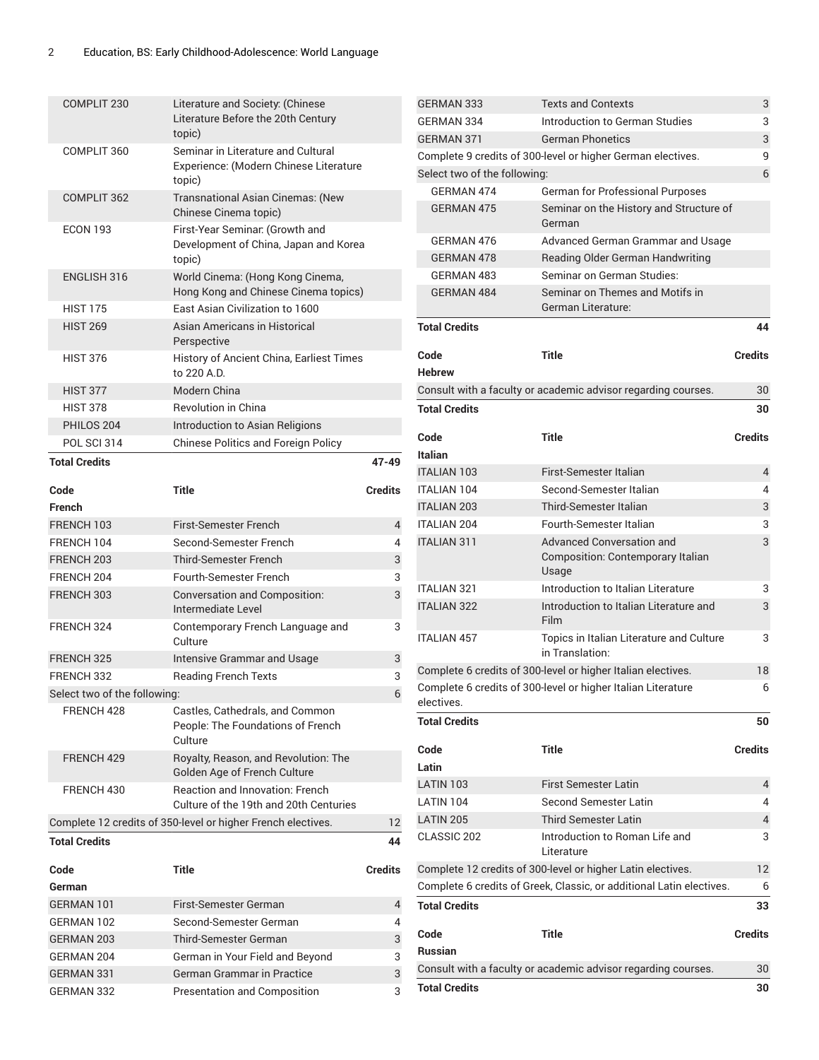| Code | Title | Credits |
|---|---|---|
| COMPLIT 230 | Literature and Society: (Chinese Literature Before the 20th Century topic) | |
| COMPLIT 360 | Seminar in Literature and Cultural Experience: (Modern Chinese Literature topic) | |
| COMPLIT 362 | Transnational Asian Cinemas: (New Chinese Cinema topic) | |
| ECON 193 | First-Year Seminar: (Growth and Development of China, Japan and Korea topic) | |
| ENGLISH 316 | World Cinema: (Hong Kong Cinema, Hong Kong and Chinese Cinema topics) | |
| HIST 175 | East Asian Civilization to 1600 | |
| HIST 269 | Asian Americans in Historical Perspective | |
| HIST 376 | History of Ancient China, Earliest Times to 220 A.D. | |
| HIST 377 | Modern China | |
| HIST 378 | Revolution in China | |
| PHILOS 204 | Introduction to Asian Religions | |
| POL SCI 314 | Chinese Politics and Foreign Policy | |
| **Total Credits** | | **47-49** |

| Code | Title | Credits |
|---|---|---|
| **French** | | |
| FRENCH 103 | First-Semester French | 4 |
| FRENCH 104 | Second-Semester French | 4 |
| FRENCH 203 | Third-Semester French | 3 |
| FRENCH 204 | Fourth-Semester French | 3 |
| FRENCH 303 | Conversation and Composition: Intermediate Level | 3 |
| FRENCH 324 | Contemporary French Language and Culture | 3 |
| FRENCH 325 | Intensive Grammar and Usage | 3 |
| FRENCH 332 | Reading French Texts | 3 |
| Select two of the following: | | 6 |
| FRENCH 428 | Castles, Cathedrals, and Common People: The Foundations of French Culture | |
| FRENCH 429 | Royalty, Reason, and Revolution: The Golden Age of French Culture | |
| FRENCH 430 | Reaction and Innovation: French Culture of the 19th and 20th Centuries | |
| Complete 12 credits of 350-level or higher French electives. | | 12 |
| **Total Credits** | | **44** |

| Code | Title | Credits |
|---|---|---|
| **German** | | |
| GERMAN 101 | First-Semester German | 4 |
| GERMAN 102 | Second-Semester German | 4 |
| GERMAN 203 | Third-Semester German | 3 |
| GERMAN 204 | German in Your Field and Beyond | 3 |
| GERMAN 331 | German Grammar in Practice | 3 |
| GERMAN 332 | Presentation and Composition | 3 |
| GERMAN 333 | Texts and Contexts | 3 |
| GERMAN 334 | Introduction to German Studies | 3 |
| GERMAN 371 | German Phonetics | 3 |
| Complete 9 credits of 300-level or higher German electives. | | 9 |
| Select two of the following: | | 6 |
| GERMAN 474 | German for Professional Purposes | |
| GERMAN 475 | Seminar on the History and Structure of German | |
| GERMAN 476 | Advanced German Grammar and Usage | |
| GERMAN 478 | Reading Older German Handwriting | |
| GERMAN 483 | Seminar on German Studies: | |
| GERMAN 484 | Seminar on Themes and Motifs in German Literature: | |
| **Total Credits** | | **44** |

| Code | Title | Credits |
|---|---|---|
| **Hebrew** | | |
| Consult with a faculty or academic advisor regarding courses. | | 30 |
| **Total Credits** | | **30** |

| Code | Title | Credits |
|---|---|---|
| **Italian** | | |
| ITALIAN 103 | First-Semester Italian | 4 |
| ITALIAN 104 | Second-Semester Italian | 4 |
| ITALIAN 203 | Third-Semester Italian | 3 |
| ITALIAN 204 | Fourth-Semester Italian | 3 |
| ITALIAN 311 | Advanced Conversation and Composition: Contemporary Italian Usage | 3 |
| ITALIAN 321 | Introduction to Italian Literature | 3 |
| ITALIAN 322 | Introduction to Italian Literature and Film | 3 |
| ITALIAN 457 | Topics in Italian Literature and Culture in Translation: | 3 |
| Complete 6 credits of 300-level or higher Italian electives. | | 18 |
| Complete 6 credits of 300-level or higher Italian Literature electives. | | 6 |
| **Total Credits** | | **50** |

| Code | Title | Credits |
|---|---|---|
| **Latin** | | |
| LATIN 103 | First Semester Latin | 4 |
| LATIN 104 | Second Semester Latin | 4 |
| LATIN 205 | Third Semester Latin | 4 |
| CLASSIC 202 | Introduction to Roman Life and Literature | 3 |
| Complete 12 credits of 300-level or higher Latin electives. | | 12 |
| Complete 6 credits of Greek, Classic, or additional Latin electives. | | 6 |
| **Total Credits** | | **33** |

| Code | Title | Credits |
|---|---|---|
| **Russian** | | |
| Consult with a faculty or academic advisor regarding courses. | | 30 |
| **Total Credits** | | **30** |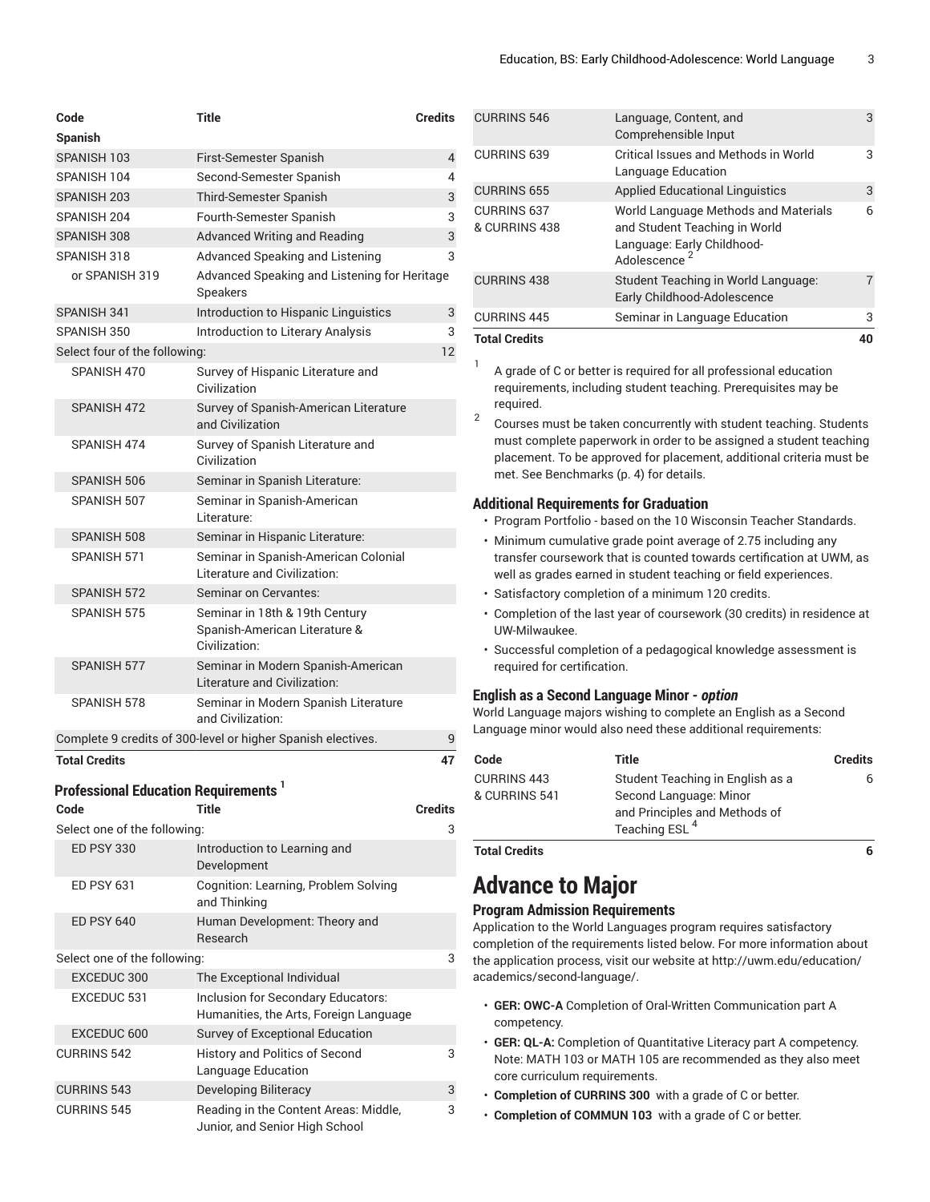| Code | Title | Credits |
|---|---|---|
| **Spanish** | | |
| SPANISH 103 | First-Semester Spanish | 4 |
| SPANISH 104 | Second-Semester Spanish | 4 |
| SPANISH 203 | Third-Semester Spanish | 3 |
| SPANISH 204 | Fourth-Semester Spanish | 3 |
| SPANISH 308 | Advanced Writing and Reading | 3 |
| SPANISH 318 | Advanced Speaking and Listening | 3 |
| or SPANISH 319 | Advanced Speaking and Listening for Heritage Speakers | |
| SPANISH 341 | Introduction to Hispanic Linguistics | 3 |
| SPANISH 350 | Introduction to Literary Analysis | 3 |
| Select four of the following: | | 12 |
| SPANISH 470 | Survey of Hispanic Literature and Civilization | |
| SPANISH 472 | Survey of Spanish-American Literature and Civilization | |
| SPANISH 474 | Survey of Spanish Literature and Civilization | |
| SPANISH 506 | Seminar in Spanish Literature: | |
| SPANISH 507 | Seminar in Spanish-American Literature: | |
| SPANISH 508 | Seminar in Hispanic Literature: | |
| SPANISH 571 | Seminar in Spanish-American Colonial Literature and Civilization: | |
| SPANISH 572 | Seminar on Cervantes: | |
| SPANISH 575 | Seminar in 18th & 19th Century Spanish-American Literature & Civilization: | |
| SPANISH 577 | Seminar in Modern Spanish-American Literature and Civilization: | |
| SPANISH 578 | Seminar in Modern Spanish Literature and Civilization: | |
| Complete 9 credits of 300-level or higher Spanish electives. | | 9 |
| **Total Credits** | | **47** |

### Professional Education Requirements [1]

| Code | Title | Credits |
|---|---|---|
| Select one of the following: | | 3 |
| ED PSY 330 | Introduction to Learning and Development | |
| ED PSY 631 | Cognition: Learning, Problem Solving and Thinking | |
| ED PSY 640 | Human Development: Theory and Research | |
| Select one of the following: | | 3 |
| EXCEDUC 300 | The Exceptional Individual | |
| EXCEDUC 531 | Inclusion for Secondary Educators: Humanities, the Arts, Foreign Language | |
| EXCEDUC 600 | Survey of Exceptional Education | |
| CURRINS 542 | History and Politics of Second Language Education | 3 |
| CURRINS 543 | Developing Biliteracy | 3 |
| CURRINS 545 | Reading in the Content Areas: Middle, Junior, and Senior High School | 3 |
| CURRINS 546 | Language, Content, and Comprehensible Input | 3 |
| CURRINS 639 | Critical Issues and Methods in World Language Education | 3 |
| CURRINS 655 | Applied Educational Linguistics | 3 |
| CURRINS 637 & CURRINS 438 | World Language Methods and Materials and Student Teaching in World Language: Early Childhood-Adolescence [2] | 6 |
| CURRINS 438 | Student Teaching in World Language: Early Childhood-Adolescence | 7 |
| CURRINS 445 | Seminar in Language Education | 3 |
| **Total Credits** | | **40** |

1. A grade of C or better is required for all professional education requirements, including student teaching. Prerequisites may be required.
2. Courses must be taken concurrently with student teaching. Students must complete paperwork in order to be assigned a student teaching placement. To be approved for placement, additional criteria must be met. See Benchmarks (p. 4) for details.

### Additional Requirements for Graduation

- Program Portfolio - based on the 10 Wisconsin Teacher Standards.
- Minimum cumulative grade point average of 2.75 including any transfer coursework that is counted towards certification at UWM, as well as grades earned in student teaching or field experiences.
- Satisfactory completion of a minimum 120 credits.
- Completion of the last year of coursework (30 credits) in residence at UW-Milwaukee.
- Successful completion of a pedagogical knowledge assessment is required for certification.

### English as a Second Language Minor - *option*

World Language majors wishing to complete an English as a Second Language minor would also need these additional requirements:

| Code | Title | Credits |
|---|---|---|
| CURRINS 443 & CURRINS 541 | Student Teaching in English as a Second Language: Minor and Principles and Methods of Teaching ESL [4] | 6 |
| **Total Credits** | | **6** |

# Advance to Major

### Program Admission Requirements

Application to the World Languages program requires satisfactory completion of the requirements listed below. For more information about the application process, visit our website at http://uwm.edu/education/academics/second-language/.

- **GER: OWC-A** Completion of Oral-Written Communication part A competency.
- **GER: QL-A:** Completion of Quantitative Literacy part A competency. Note: MATH 103 or MATH 105 are recommended as they also meet core curriculum requirements.
- **Completion of CURRINS 300** with a grade of C or better.
- **Completion of COMMUN 103** with a grade of C or better.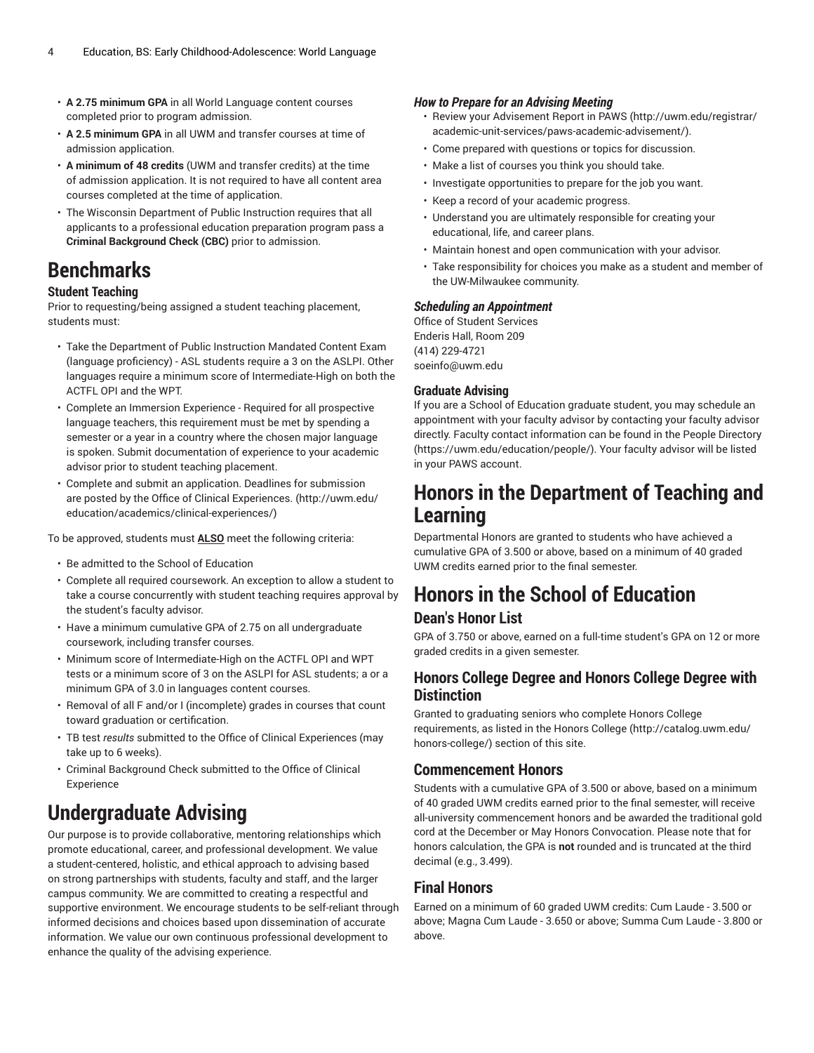- **A 2.75 minimum GPA** in all World Language content courses completed prior to program admission.
- **A 2.5 minimum GPA** in all UWM and transfer courses at time of admission application.
- **A minimum of 48 credits** (UWM and transfer credits) at the time of admission application. It is not required to have all content area courses completed at the time of application.
- The Wisconsin Department of Public Instruction requires that all applicants to a professional education preparation program pass a **Criminal Background Check (CBC)** prior to admission.

# Benchmarks

### Student Teaching

Prior to requesting/being assigned a student teaching placement, students must:

- Take the Department of Public Instruction Mandated Content Exam (language proficiency) - ASL students require a 3 on the ASLPI. Other languages require a minimum score of Intermediate-High on both the ACTFL OPI and the WPT.
- Complete an Immersion Experience - Required for all prospective language teachers, this requirement must be met by spending a semester or a year in a country where the chosen major language is spoken. Submit documentation of experience to your academic advisor prior to student teaching placement.
- Complete and submit an application. Deadlines for submission are posted by the Office of Clinical Experiences. (http://uwm.edu/education/academics/clinical-experiences/)

To be approved, students must **ALSO** meet the following criteria:

- Be admitted to the School of Education
- Complete all required coursework. An exception to allow a student to take a course concurrently with student teaching requires approval by the student's faculty advisor.
- Have a minimum cumulative GPA of 2.75 on all undergraduate coursework, including transfer courses.
- Minimum score of Intermediate-High on the ACTFL OPI and WPT tests or a minimum score of 3 on the ASLPI for ASL students; a or a minimum GPA of 3.0 in languages content courses.
- Removal of all F and/or I (incomplete) grades in courses that count toward graduation or certification.
- TB test *results* submitted to the Office of Clinical Experiences (may take up to 6 weeks).
- Criminal Background Check submitted to the Office of Clinical Experience

# Undergraduate Advising

Our purpose is to provide collaborative, mentoring relationships which promote educational, career, and professional development. We value a student-centered, holistic, and ethical approach to advising based on strong partnerships with students, faculty and staff, and the larger campus community. We are committed to creating a respectful and supportive environment. We encourage students to be self-reliant through informed decisions and choices based upon dissemination of accurate information. We value our own continuous professional development to enhance the quality of the advising experience.

### *How to Prepare for an Advising Meeting*

- Review your Advisement Report in PAWS (http://uwm.edu/registrar/academic-unit-services/paws-academic-advisement/).
- Come prepared with questions or topics for discussion.
- Make a list of courses you think you should take.
- Investigate opportunities to prepare for the job you want.
- Keep a record of your academic progress.
- Understand you are ultimately responsible for creating your educational, life, and career plans.
- Maintain honest and open communication with your advisor.
- Take responsibility for choices you make as a student and member of the UW-Milwaukee community.

### *Scheduling an Appointment*

Office of Student Services
Enderis Hall, Room 209
(414) 229-4721
soeinfo@uwm.edu

### Graduate Advising

If you are a School of Education graduate student, you may schedule an appointment with your faculty advisor by contacting your faculty advisor directly. Faculty contact information can be found in the People Directory (https://uwm.edu/education/people/). Your faculty advisor will be listed in your PAWS account.

# Honors in the Department of Teaching and Learning

Departmental Honors are granted to students who have achieved a cumulative GPA of 3.500 or above, based on a minimum of 40 graded UWM credits earned prior to the final semester.

# Honors in the School of Education

## Dean's Honor List

GPA of 3.750 or above, earned on a full-time student's GPA on 12 or more graded credits in a given semester.

### Honors College Degree and Honors College Degree with Distinction

Granted to graduating seniors who complete Honors College requirements, as listed in the Honors College (http://catalog.uwm.edu/honors-college/) section of this site.

### Commencement Honors

Students with a cumulative GPA of 3.500 or above, based on a minimum of 40 graded UWM credits earned prior to the final semester, will receive all-university commencement honors and be awarded the traditional gold cord at the December or May Honors Convocation. Please note that for honors calculation, the GPA is **not** rounded and is truncated at the third decimal (e.g., 3.499).

### Final Honors

Earned on a minimum of 60 graded UWM credits: Cum Laude - 3.500 or above; Magna Cum Laude - 3.650 or above; Summa Cum Laude - 3.800 or above.